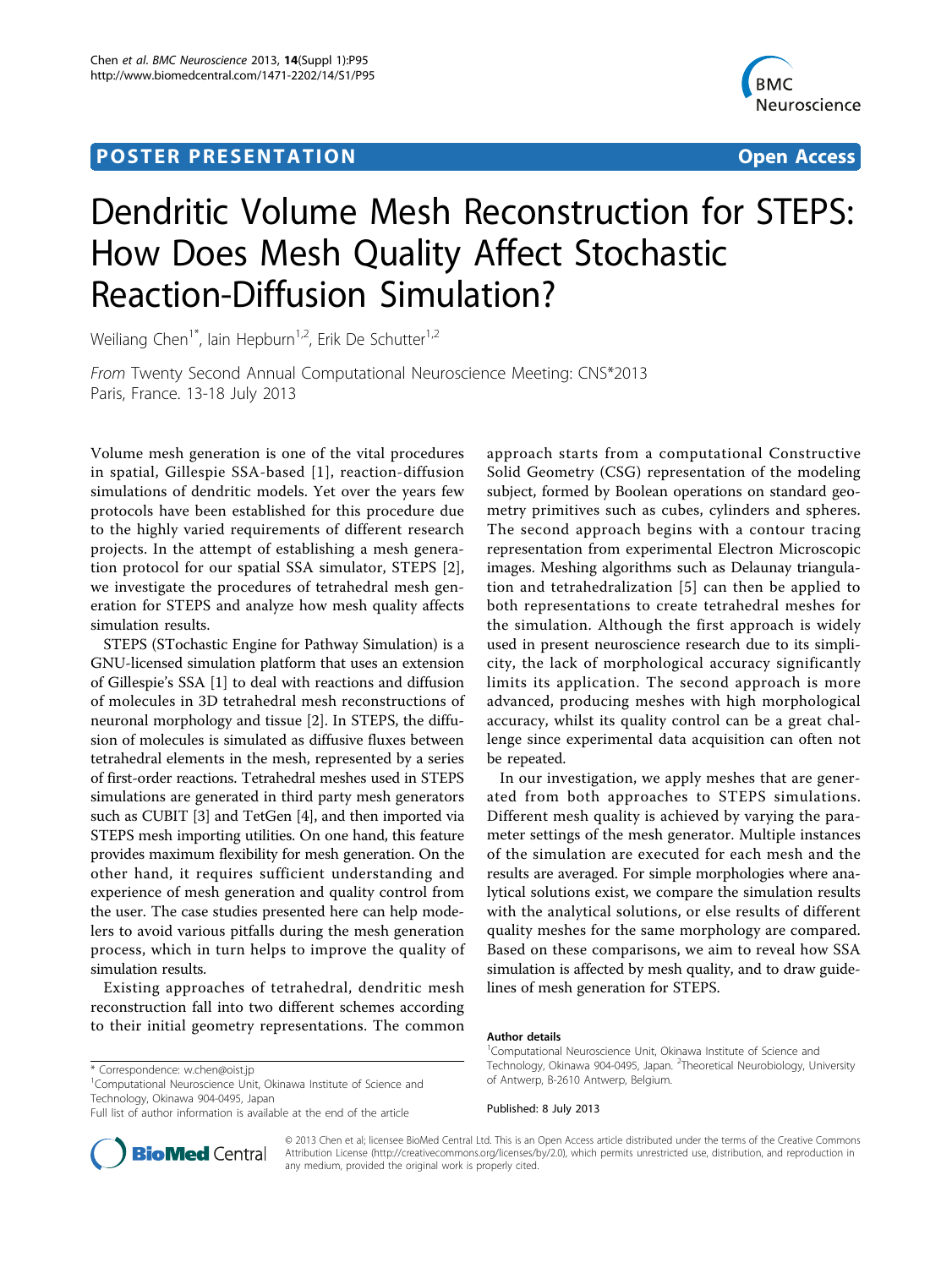POSTER PRESENTATION Open Access

# Dendritic Volume Mesh Reconstruction for STEPS: How Does Mesh Quality Affect Stochastic Reaction-Diffusion Simulation?

Weiliang Chen[1*], Iain Hepburn[1,2], Erik De Schutter[1,2]

*From* Twenty Second Annual Computational Neuroscience Meeting: CNS*2013
Paris, France. 13-18 July 2013

Volume mesh generation is one of the vital procedures in spatial, Gillespie SSA-based [1], reaction-diffusion simulations of dendritic models. Yet over the years few protocols have been established for this procedure due to the highly varied requirements of different research projects. In the attempt of establishing a mesh generation protocol for our spatial SSA simulator, STEPS [2], we investigate the procedures of tetrahedral mesh generation for STEPS and analyze how mesh quality affects simulation results.

STEPS (STochastic Engine for Pathway Simulation) is a GNU-licensed simulation platform that uses an extension of Gillespie's SSA [1] to deal with reactions and diffusion of molecules in 3D tetrahedral mesh reconstructions of neuronal morphology and tissue [2]. In STEPS, the diffusion of molecules is simulated as diffusive fluxes between tetrahedral elements in the mesh, represented by a series of first-order reactions. Tetrahedral meshes used in STEPS simulations are generated in third party mesh generators such as CUBIT [3] and TetGen [4], and then imported via STEPS mesh importing utilities. On one hand, this feature provides maximum flexibility for mesh generation. On the other hand, it requires sufficient understanding and experience of mesh generation and quality control from the user. The case studies presented here can help modelers to avoid various pitfalls during the mesh generation process, which in turn helps to improve the quality of simulation results.

Existing approaches of tetrahedral, dendritic mesh reconstruction fall into two different schemes according to their initial geometry representations. The common approach starts from a computational Constructive Solid Geometry (CSG) representation of the modeling subject, formed by Boolean operations on standard geometry primitives such as cubes, cylinders and spheres. The second approach begins with a contour tracing representation from experimental Electron Microscopic images. Meshing algorithms such as Delaunay triangulation and tetrahedralization [5] can then be applied to both representations to create tetrahedral meshes for the simulation. Although the first approach is widely used in present neuroscience research due to its simplicity, the lack of morphological accuracy significantly limits its application. The second approach is more advanced, producing meshes with high morphological accuracy, whilst its quality control can be a great challenge since experimental data acquisition can often not be repeated.

In our investigation, we apply meshes that are generated from both approaches to STEPS simulations. Different mesh quality is achieved by varying the parameter settings of the mesh generator. Multiple instances of the simulation are executed for each mesh and the results are averaged. For simple morphologies where analytical solutions exist, we compare the simulation results with the analytical solutions, or else results of different quality meshes for the same morphology are compared. Based on these comparisons, we aim to reveal how SSA simulation is affected by mesh quality, and to draw guidelines of mesh generation for STEPS.

\* Correspondence: w.chen@oist.jp
[1]Computational Neuroscience Unit, Okinawa Institute of Science and Technology, Okinawa 904-0495, Japan
Full list of author information is available at the end of the article

#### Author details
[1]Computational Neuroscience Unit, Okinawa Institute of Science and Technology, Okinawa 904-0495, Japan. [2]Theoretical Neurobiology, University of Antwerp, B-2610 Antwerp, Belgium.

Published: 8 July 2013

© 2013 Chen et al; licensee BioMed Central Ltd. This is an Open Access article distributed under the terms of the Creative Commons Attribution License (http://creativecommons.org/licenses/by/2.0), which permits unrestricted use, distribution, and reproduction in any medium, provided the original work is properly cited.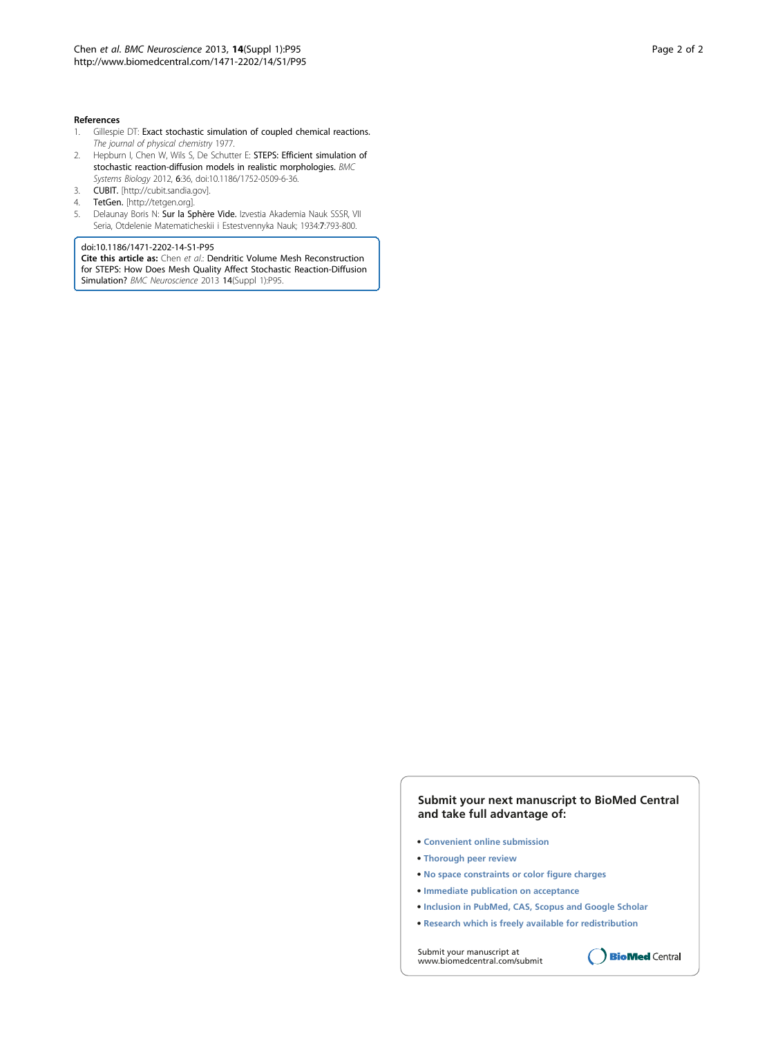### References

1. Gillespie DT: **Exact stochastic simulation of coupled chemical reactions.** *The journal of physical chemistry* 1977.
2. Hepburn I, Chen W, Wils S, De Schutter E: **STEPS: Efficient simulation of stochastic reaction-diffusion models in realistic morphologies.** *BMC Systems Biology* 2012, **6**:36, doi:10.1186/1752-0509-6-36.
3. **CUBIT.** [http://cubit.sandia.gov].
4. **TetGen.** [http://tetgen.org].
5. Delaunay Boris N: **Sur la Sphère Vide.** Izvestia Akademia Nauk SSSR, VII Seria, Otdelenie Matematicheskii i Estestvennyka Nauk; 1934:**7**:793-800.

doi:10.1186/1471-2202-14-S1-P95
**Cite this article as:** Chen *et al.*: Dendritic Volume Mesh Reconstruction for STEPS: How Does Mesh Quality Affect Stochastic Reaction-Diffusion Simulation? *BMC Neuroscience* 2013 **14**(Suppl 1):P95.

**Submit your next manuscript to BioMed Central and take full advantage of:**

- **Convenient online submission**
- **Thorough peer review**
- **No space constraints or color figure charges**
- **Immediate publication on acceptance**
- **Inclusion in PubMed, CAS, Scopus and Google Scholar**
- **Research which is freely available for redistribution**

Submit your manuscript at
www.biomedcentral.com/submit

BioMed Central